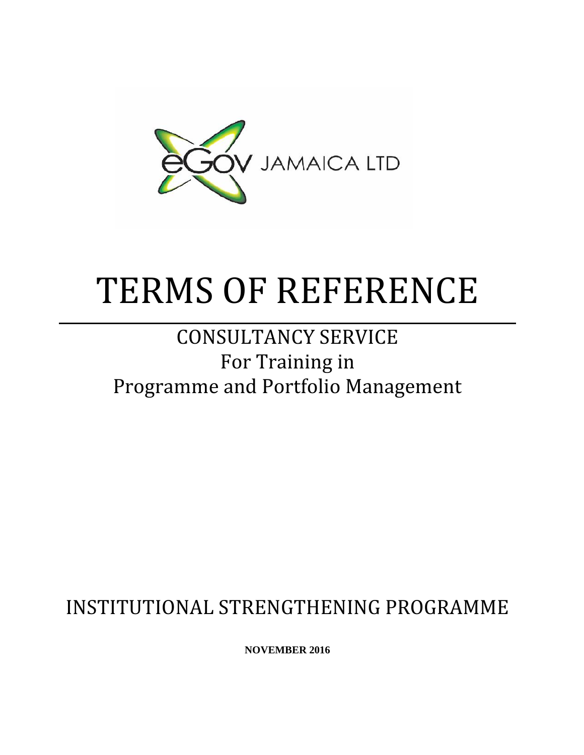eGov JAMAICA LTD

# TERMS OF REFERENCE

## CONSULTANCY SERVICE
## For Training in
## Programme and Portfolio Management

## INSTITUTIONAL STRENGTHENING PROGRAMME

**NOVEMBER 2016**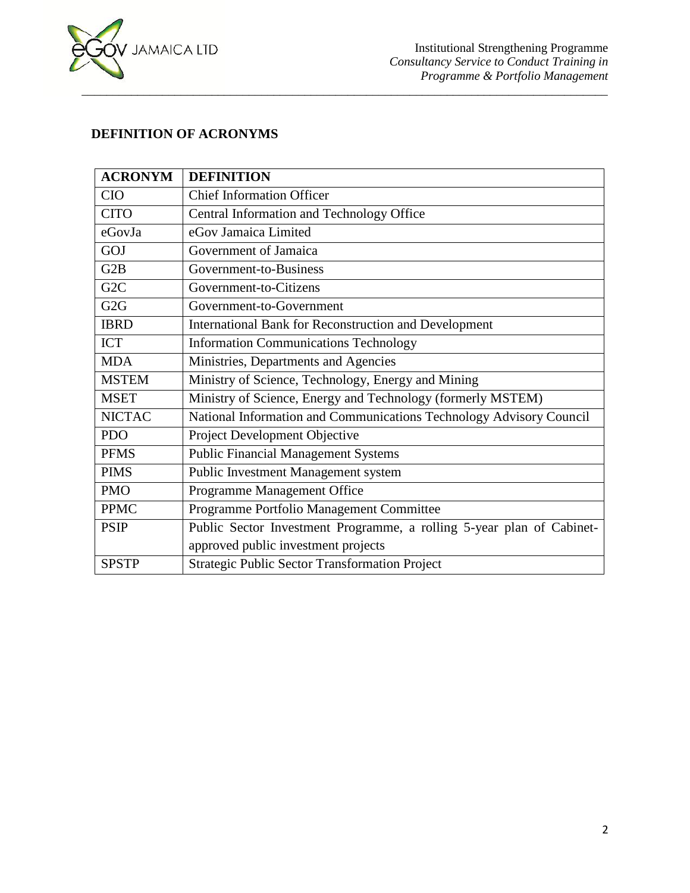## DEFINITION OF ACRONYMS

| ACRONYM | DEFINITION |
|---|---|
| CIO | Chief Information Officer |
| CITO | Central Information and Technology Office |
| eGovJa | eGov Jamaica Limited |
| GOJ | Government of Jamaica |
| G2B | Government-to-Business |
| G2C | Government-to-Citizens |
| G2G | Government-to-Government |
| IBRD | International Bank for Reconstruction and Development |
| ICT | Information Communications Technology |
| MDA | Ministries, Departments and Agencies |
| MSTEM | Ministry of Science, Technology, Energy and Mining |
| MSET | Ministry of Science, Energy and Technology (formerly MSTEM) |
| NICTAC | National Information and Communications Technology Advisory Council |
| PDO | Project Development Objective |
| PFMS | Public Financial Management Systems |
| PIMS | Public Investment Management system |
| PMO | Programme Management Office |
| PPMC | Programme Portfolio Management Committee |
| PSIP | Public Sector Investment Programme, a rolling 5-year plan of Cabinet-approved public investment projects |
| SPSTP | Strategic Public Sector Transformation Project |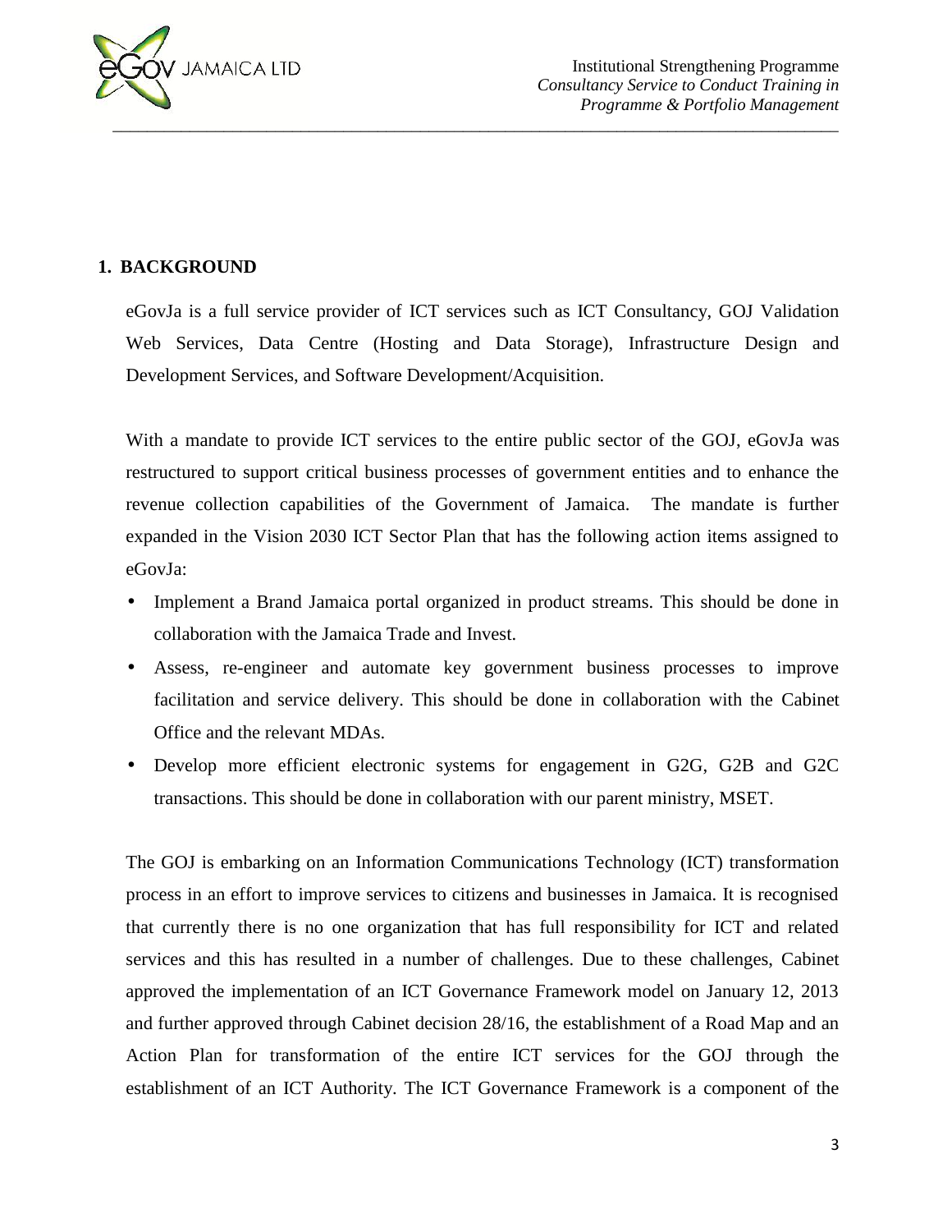## 1. BACKGROUND

eGovJa is a full service provider of ICT services such as ICT Consultancy, GOJ Validation Web Services, Data Centre (Hosting and Data Storage), Infrastructure Design and Development Services, and Software Development/Acquisition.

With a mandate to provide ICT services to the entire public sector of the GOJ, eGovJa was restructured to support critical business processes of government entities and to enhance the revenue collection capabilities of the Government of Jamaica. The mandate is further expanded in the Vision 2030 ICT Sector Plan that has the following action items assigned to eGovJa:

- Implement a Brand Jamaica portal organized in product streams. This should be done in collaboration with the Jamaica Trade and Invest.
- Assess, re-engineer and automate key government business processes to improve facilitation and service delivery. This should be done in collaboration with the Cabinet Office and the relevant MDAs.
- Develop more efficient electronic systems for engagement in G2G, G2B and G2C transactions. This should be done in collaboration with our parent ministry, MSET.

The GOJ is embarking on an Information Communications Technology (ICT) transformation process in an effort to improve services to citizens and businesses in Jamaica. It is recognised that currently there is no one organization that has full responsibility for ICT and related services and this has resulted in a number of challenges. Due to these challenges, Cabinet approved the implementation of an ICT Governance Framework model on January 12, 2013 and further approved through Cabinet decision 28/16, the establishment of a Road Map and an Action Plan for transformation of the entire ICT services for the GOJ through the establishment of an ICT Authority. The ICT Governance Framework is a component of the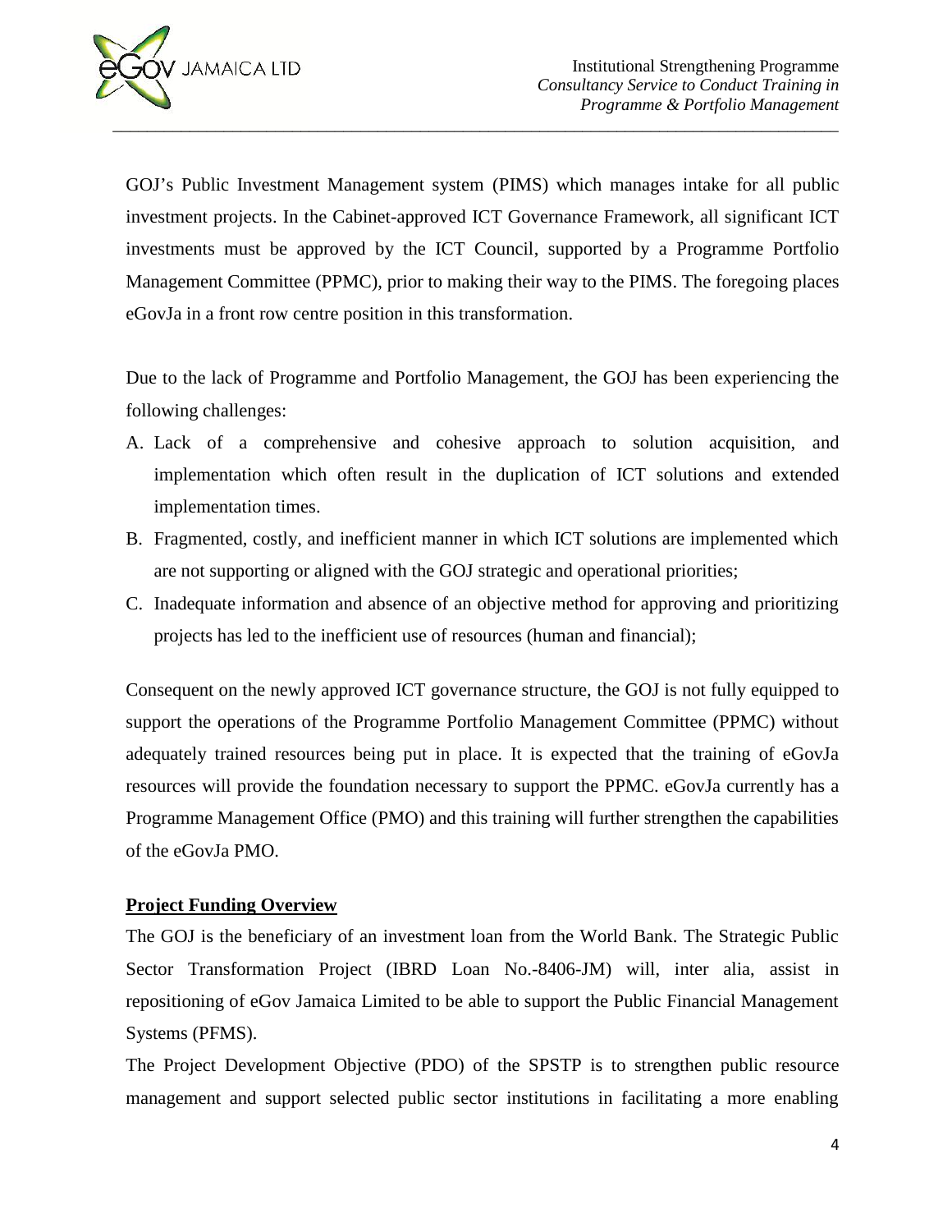GOJ's Public Investment Management system (PIMS) which manages intake for all public investment projects. In the Cabinet-approved ICT Governance Framework, all significant ICT investments must be approved by the ICT Council, supported by a Programme Portfolio Management Committee (PPMC), prior to making their way to the PIMS. The foregoing places eGovJa in a front row centre position in this transformation.

Due to the lack of Programme and Portfolio Management, the GOJ has been experiencing the following challenges:

A. Lack of a comprehensive and cohesive approach to solution acquisition, and implementation which often result in the duplication of ICT solutions and extended implementation times.
B. Fragmented, costly, and inefficient manner in which ICT solutions are implemented which are not supporting or aligned with the GOJ strategic and operational priorities;
C. Inadequate information and absence of an objective method for approving and prioritizing projects has led to the inefficient use of resources (human and financial);

Consequent on the newly approved ICT governance structure, the GOJ is not fully equipped to support the operations of the Programme Portfolio Management Committee (PPMC) without adequately trained resources being put in place. It is expected that the training of eGovJa resources will provide the foundation necessary to support the PPMC. eGovJa currently has a Programme Management Office (PMO) and this training will further strengthen the capabilities of the eGovJa PMO.

**Project Funding Overview**

The GOJ is the beneficiary of an investment loan from the World Bank. The Strategic Public Sector Transformation Project (IBRD Loan No.-8406-JM) will, inter alia, assist in repositioning of eGov Jamaica Limited to be able to support the Public Financial Management Systems (PFMS).

The Project Development Objective (PDO) of the SPSTP is to strengthen public resource management and support selected public sector institutions in facilitating a more enabling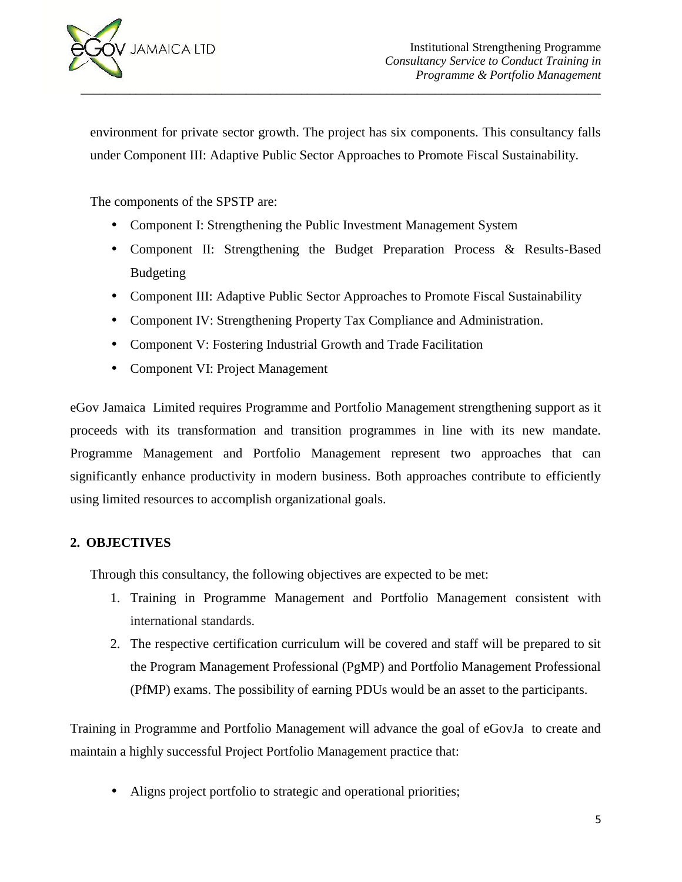environment for private sector growth. The project has six components. This consultancy falls under Component III: Adaptive Public Sector Approaches to Promote Fiscal Sustainability.

The components of the SPSTP are:

- Component I: Strengthening the Public Investment Management System
- Component II: Strengthening the Budget Preparation Process & Results-Based Budgeting
- Component III: Adaptive Public Sector Approaches to Promote Fiscal Sustainability
- Component IV: Strengthening Property Tax Compliance and Administration.
- Component V: Fostering Industrial Growth and Trade Facilitation
- Component VI: Project Management

eGov Jamaica Limited requires Programme and Portfolio Management strengthening support as it proceeds with its transformation and transition programmes in line with its new mandate. Programme Management and Portfolio Management represent two approaches that can significantly enhance productivity in modern business. Both approaches contribute to efficiently using limited resources to accomplish organizational goals.

## 2. OBJECTIVES

Through this consultancy, the following objectives are expected to be met:

1. Training in Programme Management and Portfolio Management consistent with international standards.
2. The respective certification curriculum will be covered and staff will be prepared to sit the Program Management Professional (PgMP) and Portfolio Management Professional (PfMP) exams. The possibility of earning PDUs would be an asset to the participants.

Training in Programme and Portfolio Management will advance the goal of eGovJa to create and maintain a highly successful Project Portfolio Management practice that:

- Aligns project portfolio to strategic and operational priorities;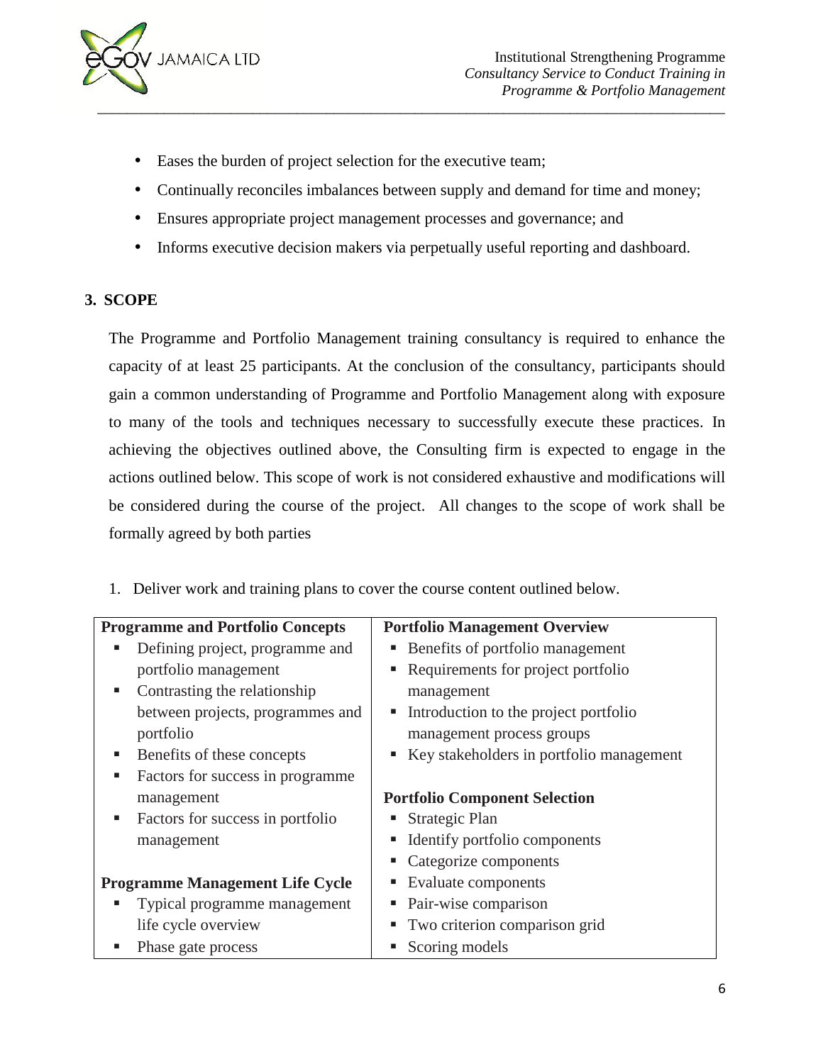- Eases the burden of project selection for the executive team;
- Continually reconciles imbalances between supply and demand for time and money;
- Ensures appropriate project management processes and governance; and
- Informs executive decision makers via perpetually useful reporting and dashboard.

## 3. SCOPE

The Programme and Portfolio Management training consultancy is required to enhance the capacity of at least 25 participants. At the conclusion of the consultancy, participants should gain a common understanding of Programme and Portfolio Management along with exposure to many of the tools and techniques necessary to successfully execute these practices. In achieving the objectives outlined above, the Consulting firm is expected to engage in the actions outlined below. This scope of work is not considered exhaustive and modifications will be considered during the course of the project. All changes to the scope of work shall be formally agreed by both parties

1. Deliver work and training plans to cover the course content outlined below.

| Programme and Portfolio Concepts | Portfolio Management Overview |
|---|---|
| ▪ Defining project, programme and portfolio management<br>▪ Contrasting the relationship between projects, programmes and portfolio<br>▪ Benefits of these concepts<br>▪ Factors for success in programme management<br>▪ Factors for success in portfolio management<br><br>**Programme Management Life Cycle**<br>▪ Typical programme management life cycle overview<br>▪ Phase gate process | ▪ Benefits of portfolio management<br>▪ Requirements for project portfolio management<br>▪ Introduction to the project portfolio management process groups<br>▪ Key stakeholders in portfolio management<br><br>**Portfolio Component Selection**<br>▪ Strategic Plan<br>▪ Identify portfolio components<br>▪ Categorize components<br>▪ Evaluate components<br>▪ Pair-wise comparison<br>▪ Two criterion comparison grid<br>▪ Scoring models |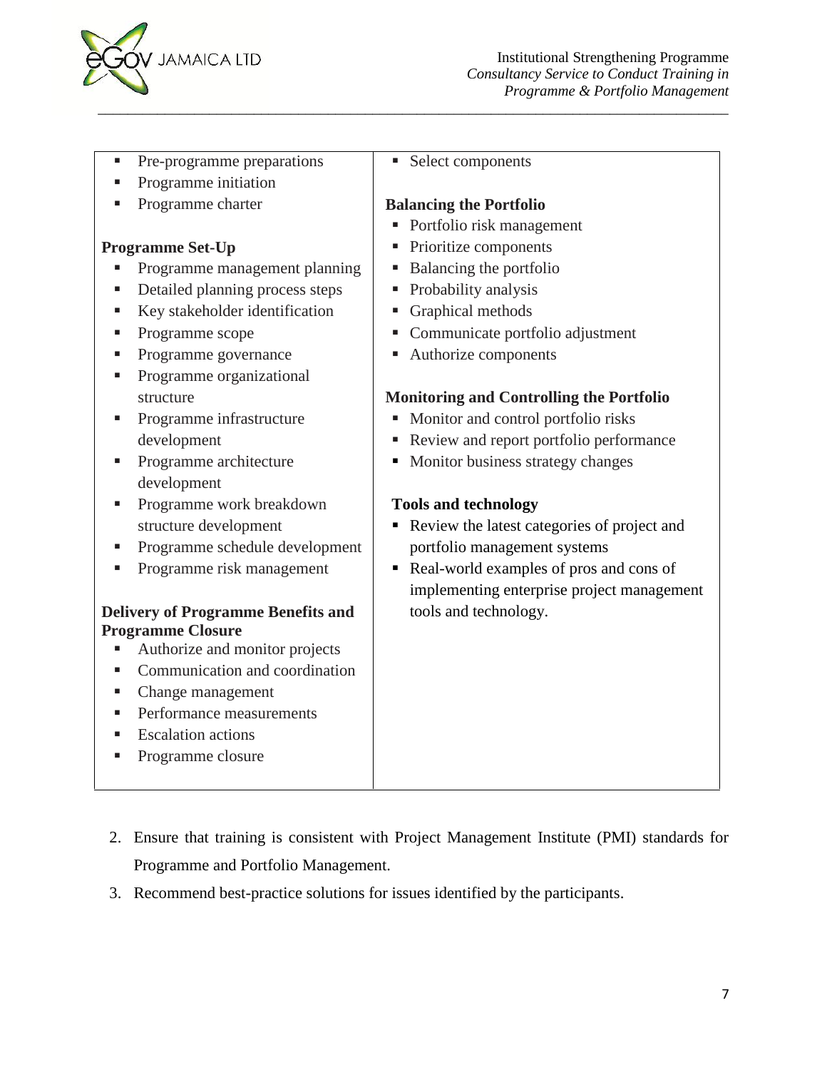| | |
|---|---|
| ▪ Pre-programme preparations<br>▪ Programme initiation<br>▪ Programme charter<br><br>**Programme Set-Up**<br>▪ Programme management planning<br>▪ Detailed planning process steps<br>▪ Key stakeholder identification<br>▪ Programme scope<br>▪ Programme governance<br>▪ Programme organizational structure<br>▪ Programme infrastructure development<br>▪ Programme architecture development<br>▪ Programme work breakdown structure development<br>▪ Programme schedule development<br>▪ Programme risk management<br><br>**Delivery of Programme Benefits and Programme Closure**<br>▪ Authorize and monitor projects<br>▪ Communication and coordination<br>▪ Change management<br>▪ Performance measurements<br>▪ Escalation actions<br>▪ Programme closure | ▪ Select components<br><br>**Balancing the Portfolio**<br>▪ Portfolio risk management<br>▪ Prioritize components<br>▪ Balancing the portfolio<br>▪ Probability analysis<br>▪ Graphical methods<br>▪ Communicate portfolio adjustment<br>▪ Authorize components<br><br>**Monitoring and Controlling the Portfolio**<br>▪ Monitor and control portfolio risks<br>▪ Review and report portfolio performance<br>▪ Monitor business strategy changes<br><br>**Tools and technology**<br>▪ Review the latest categories of project and portfolio management systems<br>▪ Real-world examples of pros and cons of implementing enterprise project management tools and technology. |

2. Ensure that training is consistent with Project Management Institute (PMI) standards for Programme and Portfolio Management.
3. Recommend best-practice solutions for issues identified by the participants.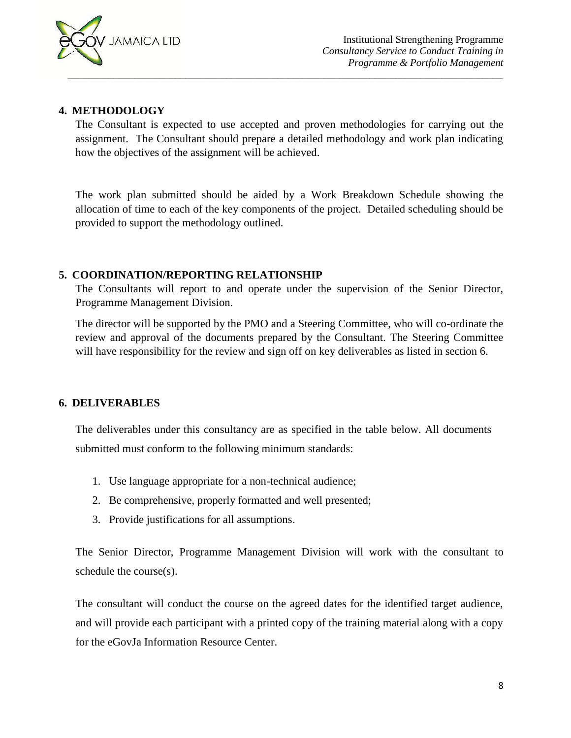## 4. METHODOLOGY

The Consultant is expected to use accepted and proven methodologies for carrying out the assignment. The Consultant should prepare a detailed methodology and work plan indicating how the objectives of the assignment will be achieved.

The work plan submitted should be aided by a Work Breakdown Schedule showing the allocation of time to each of the key components of the project. Detailed scheduling should be provided to support the methodology outlined.

## 5. COORDINATION/REPORTING RELATIONSHIP

The Consultants will report to and operate under the supervision of the Senior Director, Programme Management Division.

The director will be supported by the PMO and a Steering Committee, who will co-ordinate the review and approval of the documents prepared by the Consultant. The Steering Committee will have responsibility for the review and sign off on key deliverables as listed in section 6.

## 6. DELIVERABLES

The deliverables under this consultancy are as specified in the table below. All documents submitted must conform to the following minimum standards:

1. Use language appropriate for a non-technical audience;
2. Be comprehensive, properly formatted and well presented;
3. Provide justifications for all assumptions.

The Senior Director, Programme Management Division will work with the consultant to schedule the course(s).

The consultant will conduct the course on the agreed dates for the identified target audience, and will provide each participant with a printed copy of the training material along with a copy for the eGovJa Information Resource Center.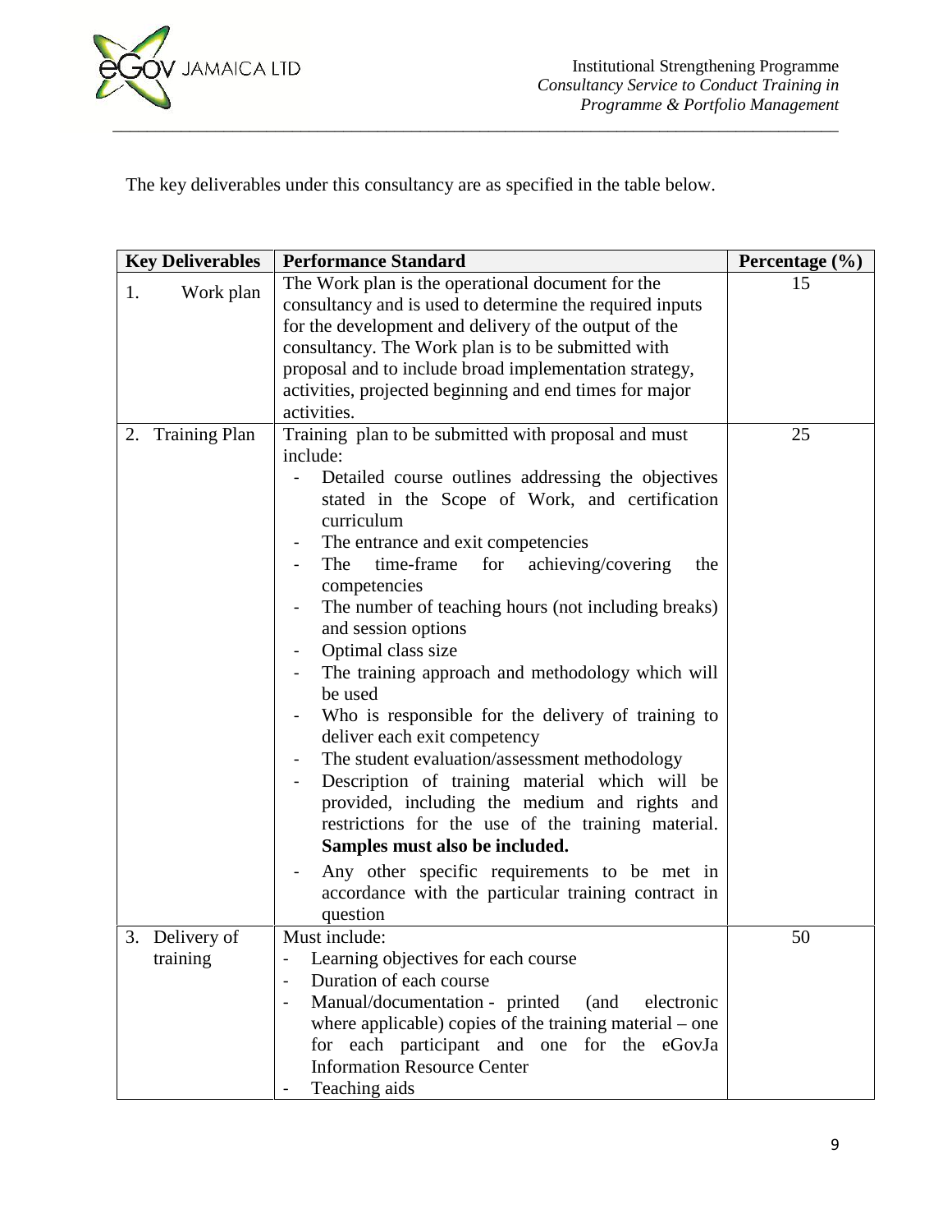The key deliverables under this consultancy are as specified in the table below.

| Key Deliverables | Performance Standard | Percentage (%) |
|---|---|---|
| 1. Work plan | The Work plan is the operational document for the consultancy and is used to determine the required inputs for the development and delivery of the output of the consultancy. The Work plan is to be submitted with proposal and to include broad implementation strategy, activities, projected beginning and end times for major activities. | 15 |
| 2. Training Plan | Training plan to be submitted with proposal and must include:<br>- Detailed course outlines addressing the objectives stated in the Scope of Work, and certification curriculum<br>- The entrance and exit competencies<br>- The time-frame for achieving/covering the competencies<br>- The number of teaching hours (not including breaks) and session options<br>- Optimal class size<br>- The training approach and methodology which will be used<br>- Who is responsible for the delivery of training to deliver each exit competency<br>- The student evaluation/assessment methodology<br>- Description of training material which will be provided, including the medium and rights and restrictions for the use of the training material. **Samples must also be included.**<br>- Any other specific requirements to be met in accordance with the particular training contract in question | 25 |
| 3. Delivery of training | Must include:<br>- Learning objectives for each course<br>- Duration of each course<br>- Manual/documentation - printed (and electronic where applicable) copies of the training material – one for each participant and one for the eGovJa Information Resource Center<br>- Teaching aids | 50 |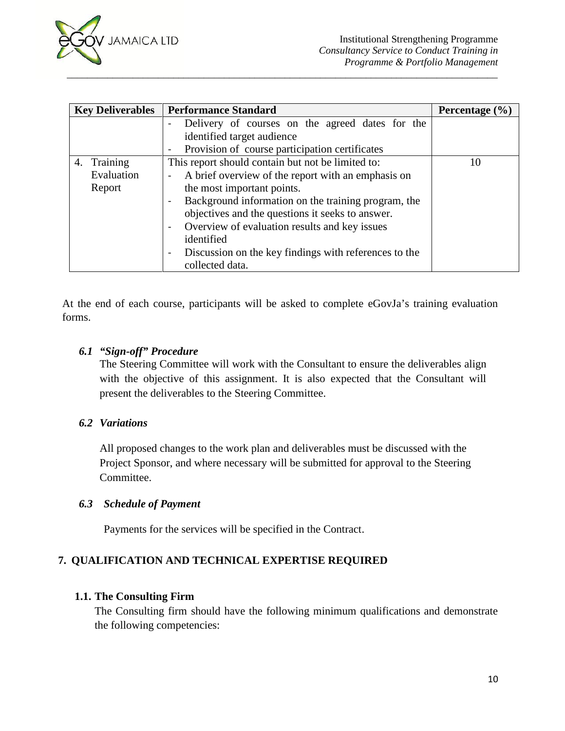| Key Deliverables | Performance Standard | Percentage (%) |
|---|---|---|
| | - Delivery of courses on the agreed dates for the identified target audience<br>- Provision of course participation certificates | |
| 4. Training Evaluation Report | This report should contain but not be limited to:<br>- A brief overview of the report with an emphasis on the most important points.<br>- Background information on the training program, the objectives and the questions it seeks to answer.<br>- Overview of evaluation results and key issues identified<br>- Discussion on the key findings with references to the collected data. | 10 |

At the end of each course, participants will be asked to complete eGovJa's training evaluation forms.

### *6.1 "Sign-off" Procedure*

The Steering Committee will work with the Consultant to ensure the deliverables align with the objective of this assignment. It is also expected that the Consultant will present the deliverables to the Steering Committee.

### *6.2 Variations*

All proposed changes to the work plan and deliverables must be discussed with the Project Sponsor, and where necessary will be submitted for approval to the Steering Committee.

### *6.3 Schedule of Payment*

Payments for the services will be specified in the Contract.

## 7. QUALIFICATION AND TECHNICAL EXPERTISE REQUIRED

### 1.1. The Consulting Firm

The Consulting firm should have the following minimum qualifications and demonstrate the following competencies: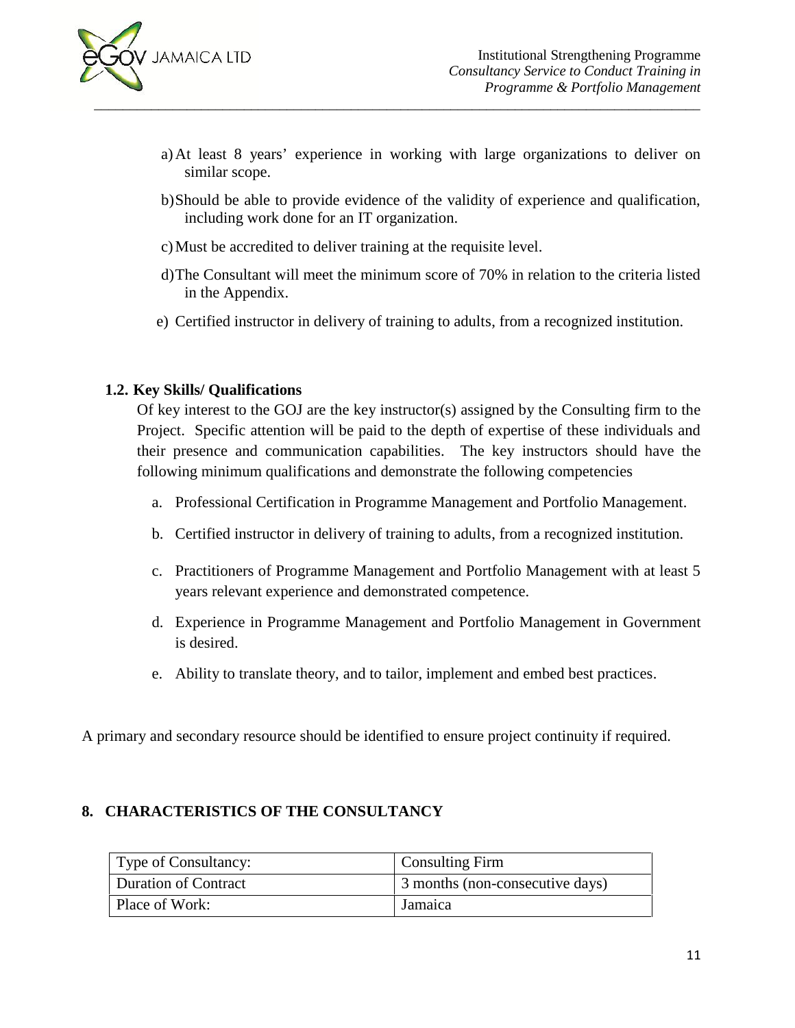a) At least 8 years' experience in working with large organizations to deliver on similar scope.

b) Should be able to provide evidence of the validity of experience and qualification, including work done for an IT organization.

c) Must be accredited to deliver training at the requisite level.

d) The Consultant will meet the minimum score of 70% in relation to the criteria listed in the Appendix.

e) Certified instructor in delivery of training to adults, from a recognized institution.

### 1.2. Key Skills/ Qualifications

Of key interest to the GOJ are the key instructor(s) assigned by the Consulting firm to the Project. Specific attention will be paid to the depth of expertise of these individuals and their presence and communication capabilities. The key instructors should have the following minimum qualifications and demonstrate the following competencies

a. Professional Certification in Programme Management and Portfolio Management.

b. Certified instructor in delivery of training to adults, from a recognized institution.

c. Practitioners of Programme Management and Portfolio Management with at least 5 years relevant experience and demonstrated competence.

d. Experience in Programme Management and Portfolio Management in Government is desired.

e. Ability to translate theory, and to tailor, implement and embed best practices.

A primary and secondary resource should be identified to ensure project continuity if required.

## 8. CHARACTERISTICS OF THE CONSULTANCY

| Type of Consultancy: | Consulting Firm |
|---|---|
| Duration of Contract | 3 months (non-consecutive days) |
| Place of Work: | Jamaica |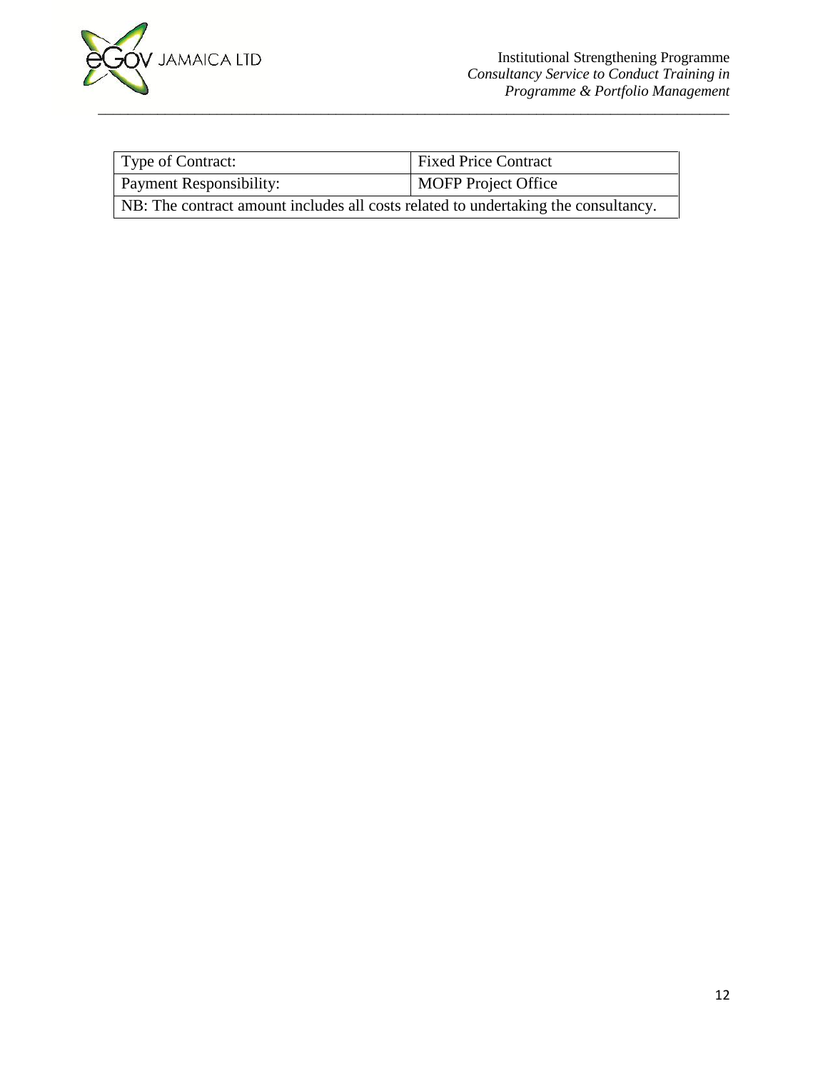| Type of Contract: | Fixed Price Contract |
|---|---|
| Payment Responsibility: | MOFP Project Office |
| NB: The contract amount includes all costs related to undertaking the consultancy. | |